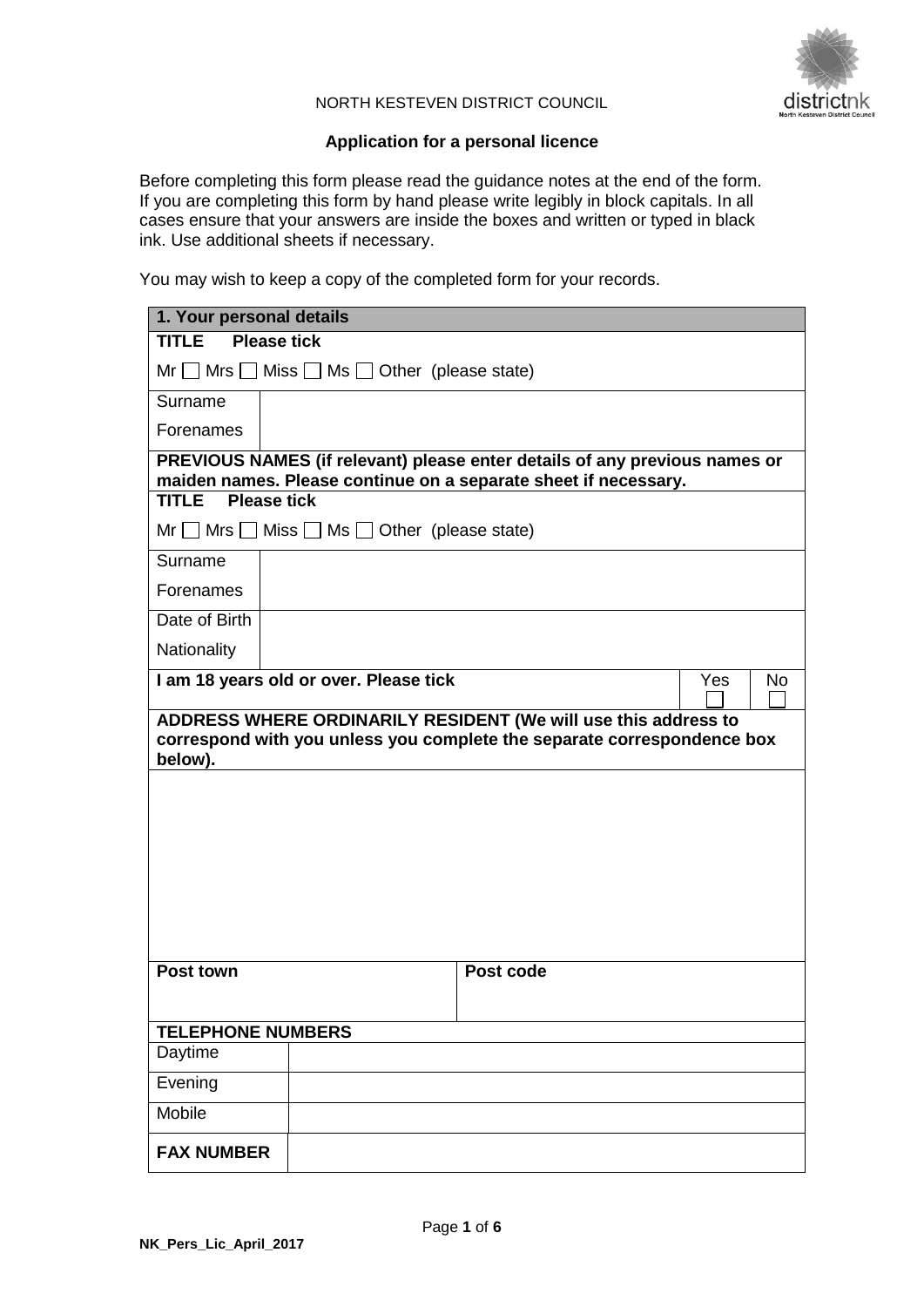NORTH KESTEVEN DISTRICT COUNCIL

## Application for a personal licence

Before completing this form please read the guidance notes at the end of the form. If you are completing this form by hand please write legibly in block capitals. In all cases ensure that your answers are inside the boxes and written or typed in black ink. Use additional sheets if necessary.

You may wish to keep a copy of the completed form for your records.

| **1. Your personal details** | | | |
|---|---|---|---|
| **TITLE Please tick** | | | |
| Mr ☐ Mrs ☐ Miss ☐ Ms ☐ Other (please state) | | | |
| Surname | | | |
| Forenames | | | |
| **PREVIOUS NAMES (if relevant) please enter details of any previous names or maiden names. Please continue on a separate sheet if necessary.** | | | |
| **TITLE Please tick** | | | |
| Mr ☐ Mrs ☐ Miss ☐ Ms ☐ Other (please state) | | | |
| Surname | | | |
| Forenames | | | |
| Date of Birth | | | |
| Nationality | | | |
| **I am 18 years old or over. Please tick** | | Yes ☐ | No ☐ |
| **ADDRESS WHERE ORDINARILY RESIDENT (We will use this address to correspond with you unless you complete the separate correspondence box below).** | | | |
| | | | |
| **Post town** | | **Post code** | |
| **TELEPHONE NUMBERS** | | | |
| Daytime | | | |
| Evening | | | |
| Mobile | | | |
| **FAX NUMBER** | | | |

NK_Pers_Lic_April_2017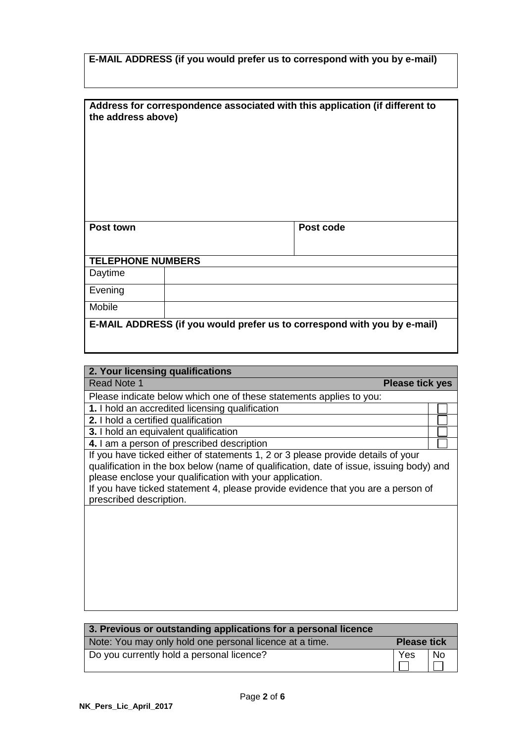| **E-MAIL ADDRESS (if you would prefer us to correspond with you by e-mail)** |
|---|
| |

| **Address for correspondence associated with this application (if different to the address above)** | |
|---|---|
| | |
| **Post town** | **Post code** |

| **TELEPHONE NUMBERS** | |
|---|---|
| Daytime | |
| Evening | |
| Mobile | |
| **E-MAIL ADDRESS (if you would prefer us to correspond with you by e-mail)** | |

| **2. Your licensing qualifications** | |
|---|---|
| Read Note 1 | **Please tick yes** |
| Please indicate below which one of these statements applies to you: | |
| **1.** I hold an accredited licensing qualification | ☐ |
| **2.** I hold a certified qualification | ☐ |
| **3.** I hold an equivalent qualification | ☐ |
| **4.** I am a person of prescribed description | ☐ |
| If you have ticked either of statements 1, 2 or 3 please provide details of your qualification in the box below (name of qualification, date of issue, issuing body) and please enclose your qualification with your application. If you have ticked statement 4, please provide evidence that you are a person of prescribed description. | |
| | |

| **3. Previous or outstanding applications for a personal licence** | | |
|---|---|---|
| Note: You may only hold one personal licence at a time. | **Please tick** | |
| Do you currently hold a personal licence? | Yes ☐ | No ☐ |

NK_Pers_Lic_April_2017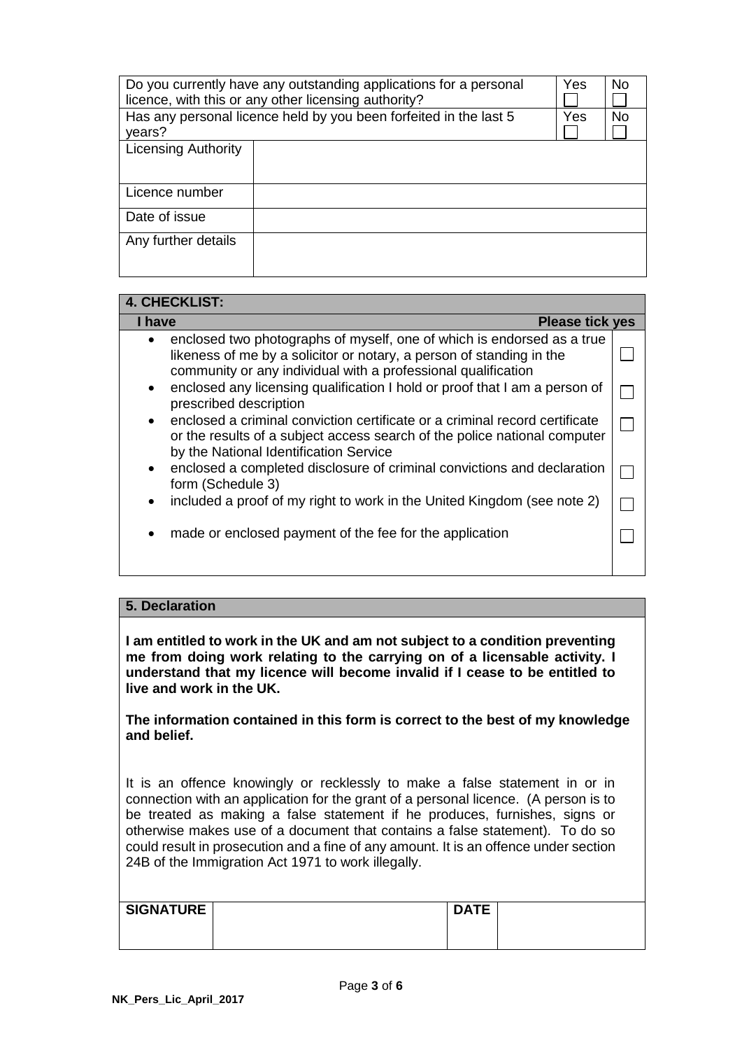| | | Yes | No |
|---|---|---|---|
| Do you currently have any outstanding applications for a personal licence, with this or any other licensing authority? | | ☐ | ☐ |
| Has any personal licence held by you been forfeited in the last 5 years? | | ☐ | ☐ |
| Licensing Authority | | | |
| Licence number | | | |
| Date of issue | | | |
| Any further details | | | |

## 4. CHECKLIST:

| I have | Please tick yes |
|---|---|
| • enclosed two photographs of myself, one of which is endorsed as a true likeness of me by a solicitor or notary, a person of standing in the community or any individual with a professional qualification | ☐ |
| • enclosed any licensing qualification I hold or proof that I am a person of prescribed description | ☐ |
| • enclosed a criminal conviction certificate or a criminal record certificate or the results of a subject access search of the police national computer by the National Identification Service | ☐ |
| • enclosed a completed disclosure of criminal convictions and declaration form (Schedule 3) | ☐ |
| • included a proof of my right to work in the United Kingdom (see note 2) | ☐ |
| • made or enclosed payment of the fee for the application | ☐ |

## 5. Declaration

**I am entitled to work in the UK and am not subject to a condition preventing me from doing work relating to the carrying on of a licensable activity. I understand that my licence will become invalid if I cease to be entitled to live and work in the UK.**

**The information contained in this form is correct to the best of my knowledge and belief.**

It is an offence knowingly or recklessly to make a false statement in or in connection with an application for the grant of a personal licence. (A person is to be treated as making a false statement if he produces, furnishes, signs or otherwise makes use of a document that contains a false statement). To do so could result in prosecution and a fine of any amount. It is an offence under section 24B of the Immigration Act 1971 to work illegally.

| SIGNATURE | | DATE | |
|---|---|---|---|

NK_Pers_Lic_April_2017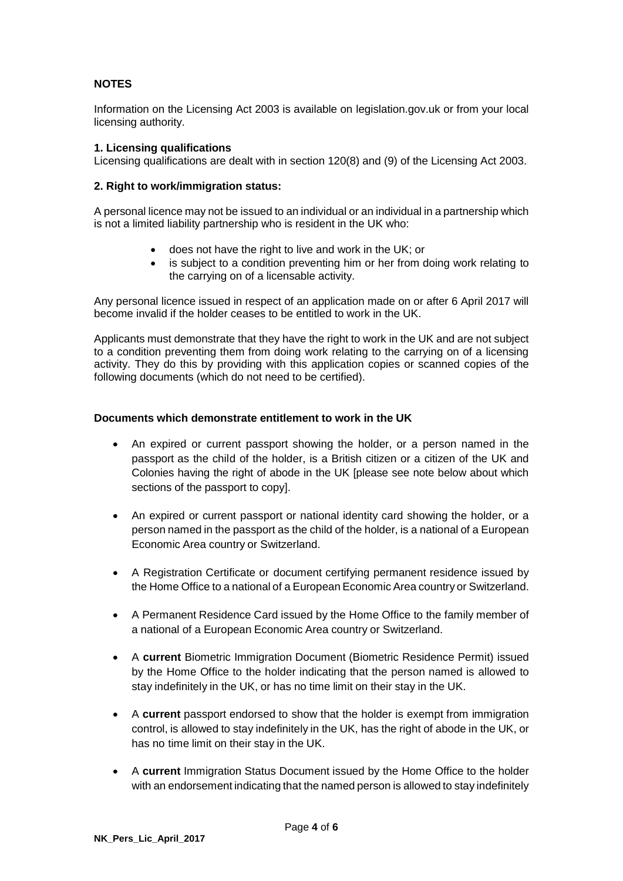**NOTES**

Information on the Licensing Act 2003 is available on legislation.gov.uk or from your local licensing authority.

**1. Licensing qualifications**
Licensing qualifications are dealt with in section 120(8) and (9) of the Licensing Act 2003.

**2. Right to work/immigration status:**

A personal licence may not be issued to an individual or an individual in a partnership which is not a limited liability partnership who is resident in the UK who:

- does not have the right to live and work in the UK; or
- is subject to a condition preventing him or her from doing work relating to the carrying on of a licensable activity.

Any personal licence issued in respect of an application made on or after 6 April 2017 will become invalid if the holder ceases to be entitled to work in the UK.

Applicants must demonstrate that they have the right to work in the UK and are not subject to a condition preventing them from doing work relating to the carrying on of a licensing activity. They do this by providing with this application copies or scanned copies of the following documents (which do not need to be certified).

**Documents which demonstrate entitlement to work in the UK**

- An expired or current passport showing the holder, or a person named in the passport as the child of the holder, is a British citizen or a citizen of the UK and Colonies having the right of abode in the UK [please see note below about which sections of the passport to copy].
- An expired or current passport or national identity card showing the holder, or a person named in the passport as the child of the holder, is a national of a European Economic Area country or Switzerland.
- A Registration Certificate or document certifying permanent residence issued by the Home Office to a national of a European Economic Area country or Switzerland.
- A Permanent Residence Card issued by the Home Office to the family member of a national of a European Economic Area country or Switzerland.
- A **current** Biometric Immigration Document (Biometric Residence Permit) issued by the Home Office to the holder indicating that the person named is allowed to stay indefinitely in the UK, or has no time limit on their stay in the UK.
- A **current** passport endorsed to show that the holder is exempt from immigration control, is allowed to stay indefinitely in the UK, has the right of abode in the UK, or has no time limit on their stay in the UK.
- A **current** Immigration Status Document issued by the Home Office to the holder with an endorsement indicating that the named person is allowed to stay indefinitely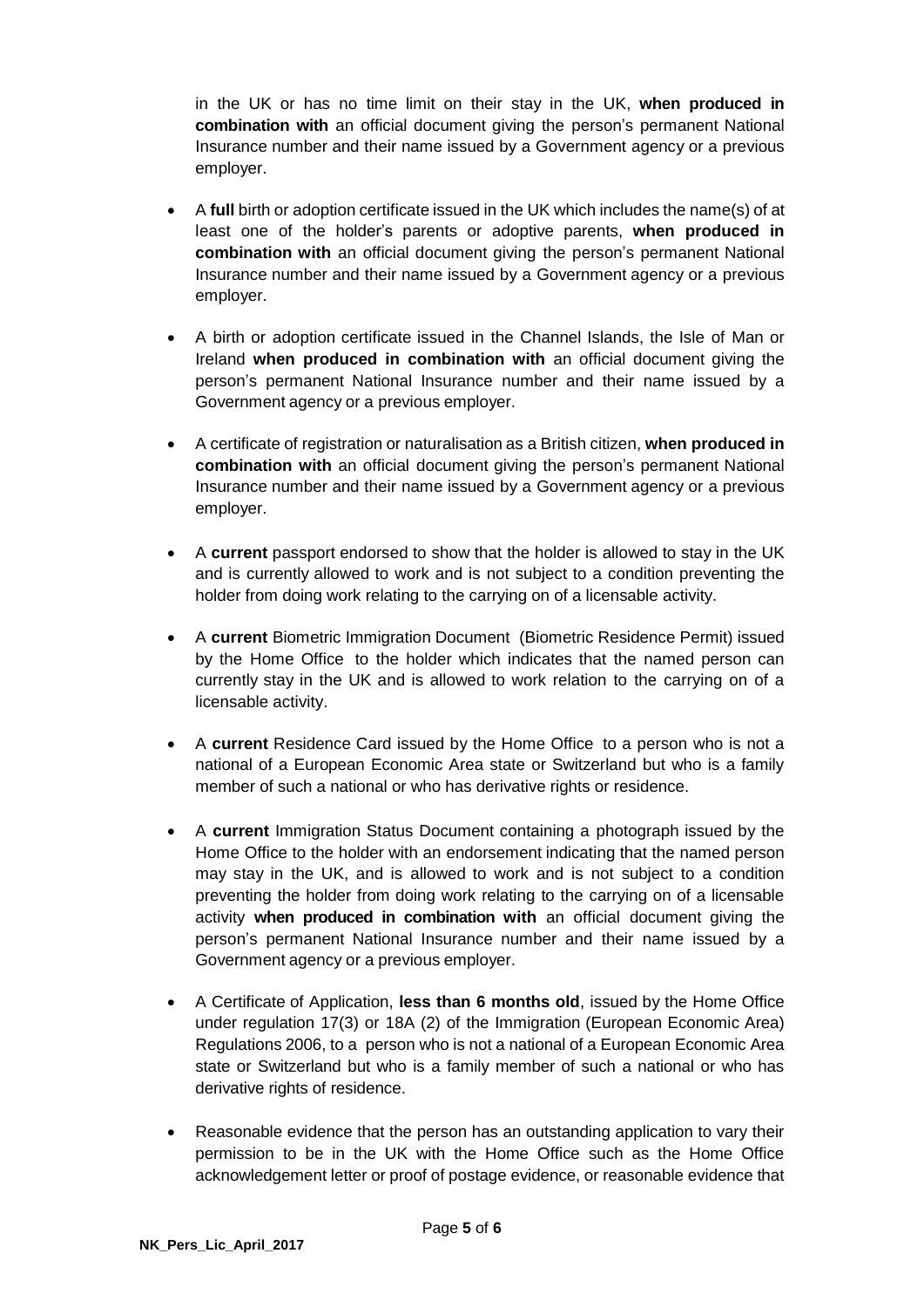in the UK or has no time limit on their stay in the UK, **when produced in combination with** an official document giving the person's permanent National Insurance number and their name issued by a Government agency or a previous employer.

- A **full** birth or adoption certificate issued in the UK which includes the name(s) of at least one of the holder's parents or adoptive parents, **when produced in combination with** an official document giving the person's permanent National Insurance number and their name issued by a Government agency or a previous employer.

- A birth or adoption certificate issued in the Channel Islands, the Isle of Man or Ireland **when produced in combination with** an official document giving the person's permanent National Insurance number and their name issued by a Government agency or a previous employer.

- A certificate of registration or naturalisation as a British citizen, **when produced in combination with** an official document giving the person's permanent National Insurance number and their name issued by a Government agency or a previous employer.

- A **current** passport endorsed to show that the holder is allowed to stay in the UK and is currently allowed to work and is not subject to a condition preventing the holder from doing work relating to the carrying on of a licensable activity.

- A **current** Biometric Immigration Document (Biometric Residence Permit) issued by the Home Office to the holder which indicates that the named person can currently stay in the UK and is allowed to work relation to the carrying on of a licensable activity.

- A **current** Residence Card issued by the Home Office to a person who is not a national of a European Economic Area state or Switzerland but who is a family member of such a national or who has derivative rights or residence.

- A **current** Immigration Status Document containing a photograph issued by the Home Office to the holder with an endorsement indicating that the named person may stay in the UK, and is allowed to work and is not subject to a condition preventing the holder from doing work relating to the carrying on of a licensable activity **when produced in combination with** an official document giving the person's permanent National Insurance number and their name issued by a Government agency or a previous employer.

- A Certificate of Application, **less than 6 months old**, issued by the Home Office under regulation 17(3) or 18A (2) of the Immigration (European Economic Area) Regulations 2006, to a person who is not a national of a European Economic Area state or Switzerland but who is a family member of such a national or who has derivative rights of residence.

- Reasonable evidence that the person has an outstanding application to vary their permission to be in the UK with the Home Office such as the Home Office acknowledgement letter or proof of postage evidence, or reasonable evidence that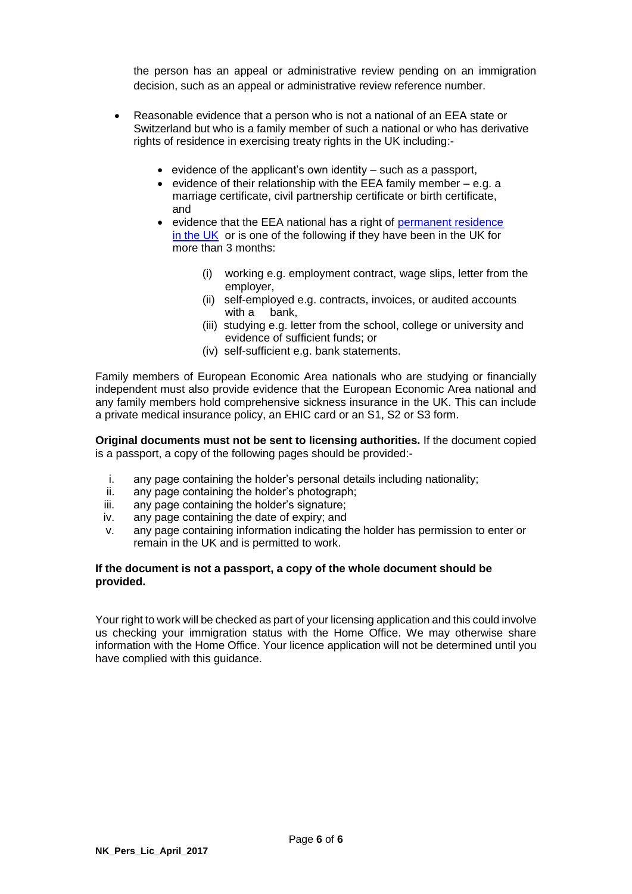the person has an appeal or administrative review pending on an immigration decision, such as an appeal or administrative review reference number.

- Reasonable evidence that a person who is not a national of an EEA state or Switzerland but who is a family member of such a national or who has derivative rights of residence in exercising treaty rights in the UK including:-
  - evidence of the applicant's own identity – such as a passport,
  - evidence of their relationship with the EEA family member – e.g. a marriage certificate, civil partnership certificate or birth certificate, and
  - evidence that the EEA national has a right of permanent residence in the UK or is one of the following if they have been in the UK for more than 3 months:
    - (i) working e.g. employment contract, wage slips, letter from the employer,
    - (ii) self-employed e.g. contracts, invoices, or audited accounts with a bank,
    - (iii) studying e.g. letter from the school, college or university and evidence of sufficient funds; or
    - (iv) self-sufficient e.g. bank statements.

Family members of European Economic Area nationals who are studying or financially independent must also provide evidence that the European Economic Area national and any family members hold comprehensive sickness insurance in the UK. This can include a private medical insurance policy, an EHIC card or an S1, S2 or S3 form.

**Original documents must not be sent to licensing authorities.** If the document copied is a passport, a copy of the following pages should be provided:-

i. any page containing the holder's personal details including nationality;
ii. any page containing the holder's photograph;
iii. any page containing the holder's signature;
iv. any page containing the date of expiry; and
v. any page containing information indicating the holder has permission to enter or remain in the UK and is permitted to work.

**If the document is not a passport, a copy of the whole document should be provided.**

Your right to work will be checked as part of your licensing application and this could involve us checking your immigration status with the Home Office. We may otherwise share information with the Home Office. Your licence application will not be determined until you have complied with this guidance.

NK_Pers_Lic_April_2017